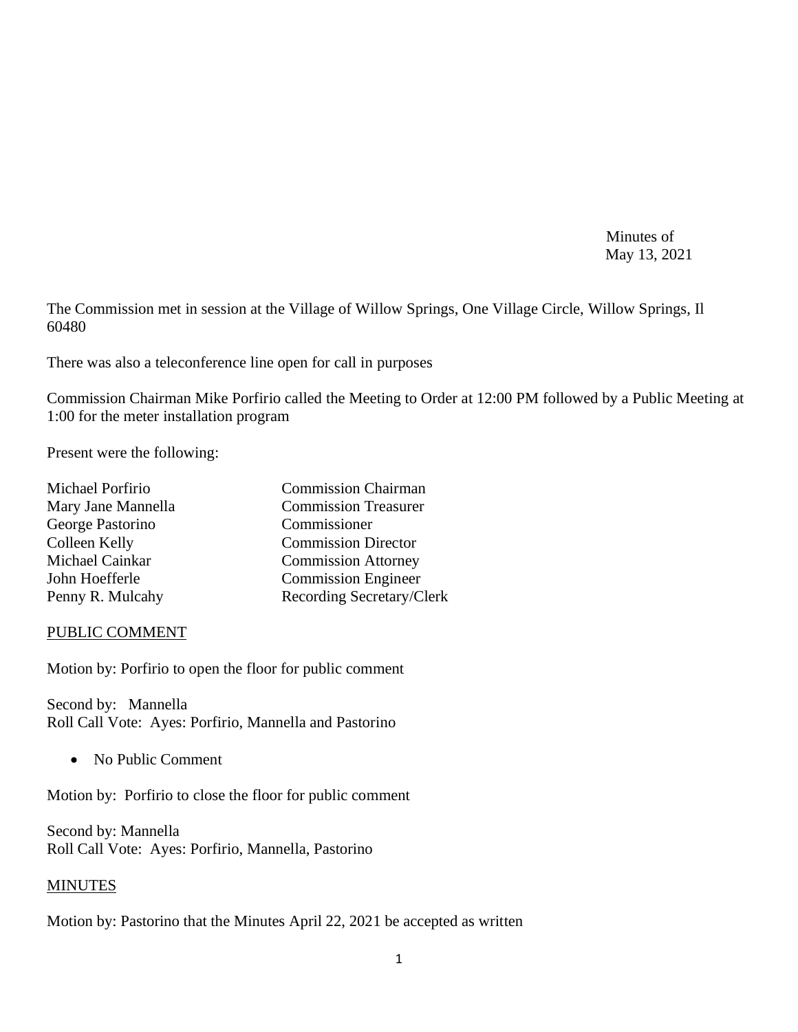Minutes of
May 13, 2021

The Commission met in session at the Village of Willow Springs, One Village Circle, Willow Springs, Il 60480

There was also a teleconference line open for call in purposes

Commission Chairman Mike Porfirio called the Meeting to Order at 12:00 PM followed by a Public Meeting at 1:00 for the meter installation program

Present were the following:

| | |
|---|---|
| Michael Porfirio | Commission Chairman |
| Mary Jane Mannella | Commission Treasurer |
| George Pastorino | Commissioner |
| Colleen Kelly | Commission Director |
| Michael Cainkar | Commission Attorney |
| John Hoefferle | Commission Engineer |
| Penny R. Mulcahy | Recording Secretary/Clerk |

PUBLIC COMMENT

Motion by: Porfirio to open the floor for public comment

Second by: Mannella
Roll Call Vote: Ayes: Porfirio, Mannella and Pastorino

- No Public Comment

Motion by: Porfirio to close the floor for public comment

Second by: Mannella
Roll Call Vote: Ayes: Porfirio, Mannella, Pastorino

MINUTES

Motion by: Pastorino that the Minutes April 22, 2021 be accepted as written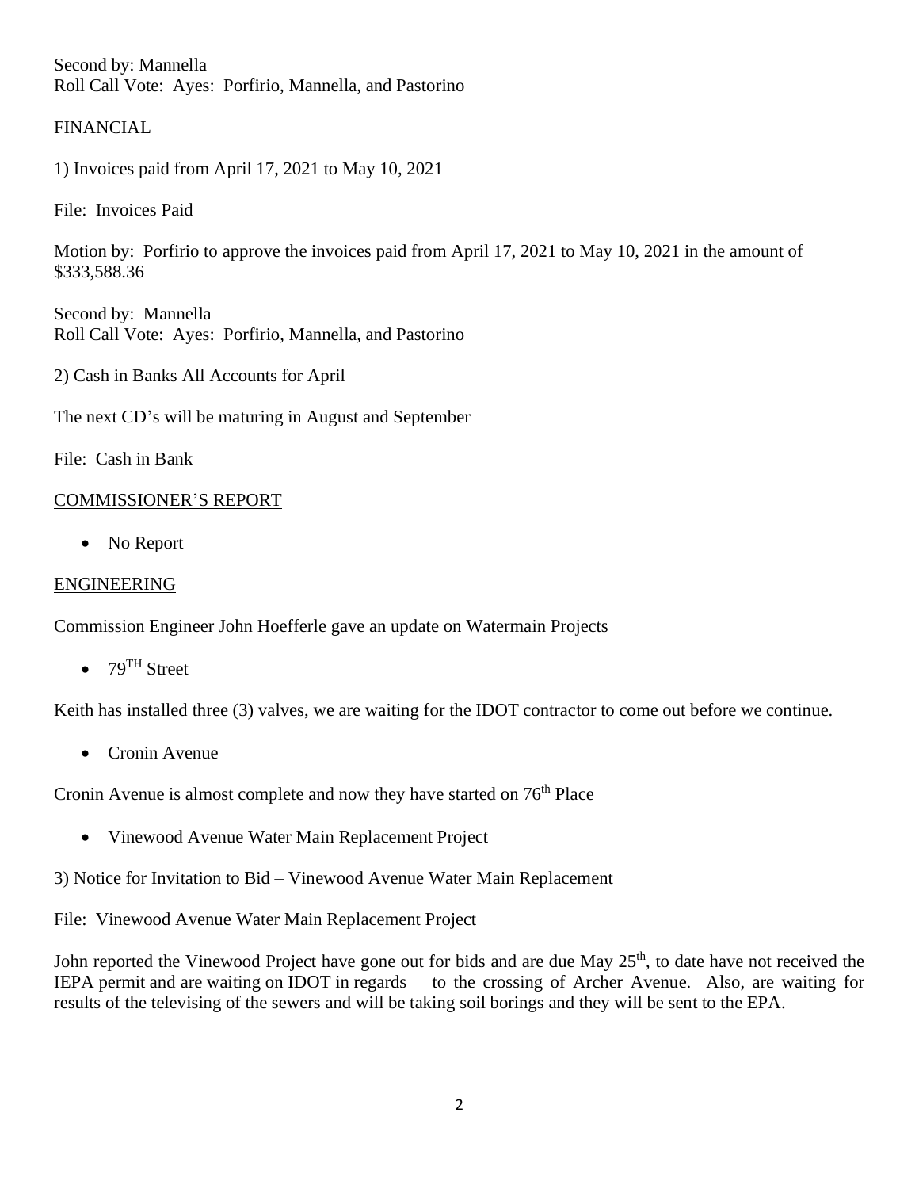Second by: Mannella
Roll Call Vote: Ayes: Porfirio, Mannella, and Pastorino

## FINANCIAL

1) Invoices paid from April 17, 2021 to May 10, 2021

File: Invoices Paid

Motion by: Porfirio to approve the invoices paid from April 17, 2021 to May 10, 2021 in the amount of $333,588.36

Second by: Mannella
Roll Call Vote: Ayes: Porfirio, Mannella, and Pastorino

2) Cash in Banks All Accounts for April

The next CD's will be maturing in August and September

File: Cash in Bank

## COMMISSIONER'S REPORT

- No Report

## ENGINEERING

Commission Engineer John Hoefferle gave an update on Watermain Projects

- 79TH Street

Keith has installed three (3) valves, we are waiting for the IDOT contractor to come out before we continue.

- Cronin Avenue

Cronin Avenue is almost complete and now they have started on 76th Place

- Vinewood Avenue Water Main Replacement Project

3) Notice for Invitation to Bid – Vinewood Avenue Water Main Replacement

File: Vinewood Avenue Water Main Replacement Project

John reported the Vinewood Project have gone out for bids and are due May 25th, to date have not received the IEPA permit and are waiting on IDOT in regards to the crossing of Archer Avenue. Also, are waiting for results of the televising of the sewers and will be taking soil borings and they will be sent to the EPA.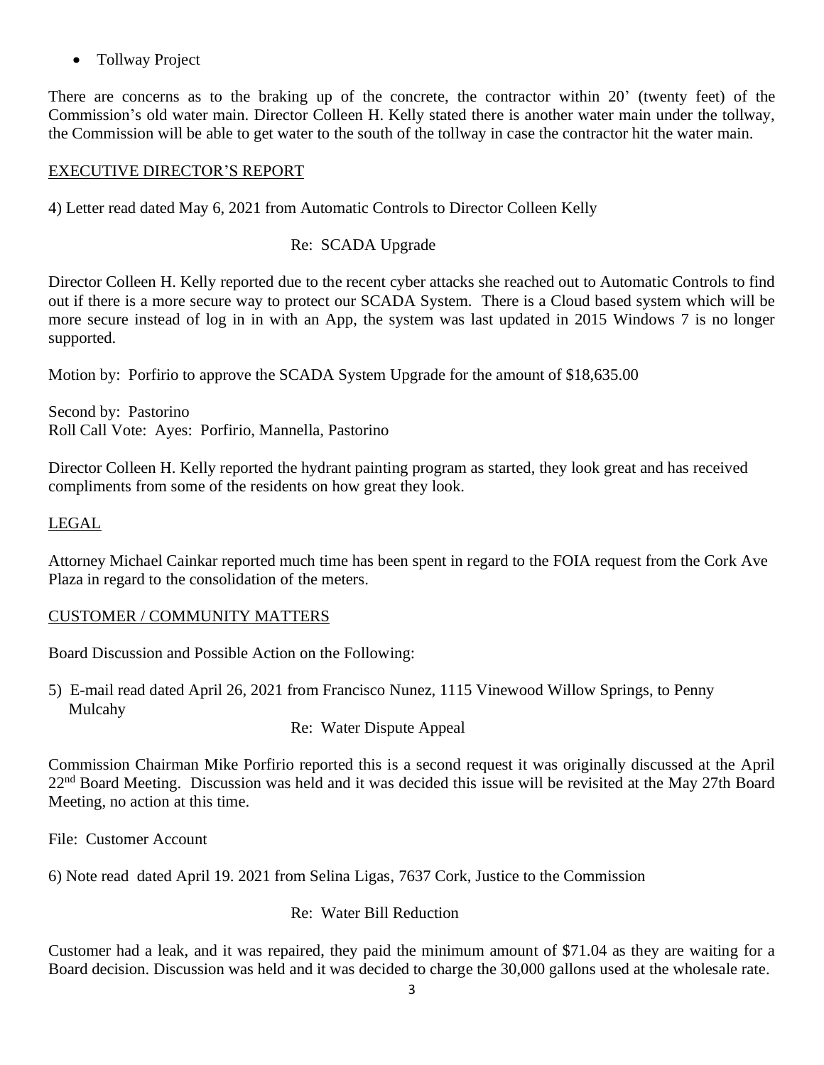- Tollway Project

There are concerns as to the braking up of the concrete, the contractor within 20' (twenty feet) of the Commission's old water main. Director Colleen H. Kelly stated there is another water main under the tollway, the Commission will be able to get water to the south of the tollway in case the contractor hit the water main.

<u>EXECUTIVE DIRECTOR'S REPORT</u>

4) Letter read dated May 6, 2021 from Automatic Controls to Director Colleen Kelly

Re: SCADA Upgrade

Director Colleen H. Kelly reported due to the recent cyber attacks she reached out to Automatic Controls to find out if there is a more secure way to protect our SCADA System. There is a Cloud based system which will be more secure instead of log in in with an App, the system was last updated in 2015 Windows 7 is no longer supported.

Motion by: Porfirio to approve the SCADA System Upgrade for the amount of $18,635.00

Second by: Pastorino
Roll Call Vote: Ayes: Porfirio, Mannella, Pastorino

Director Colleen H. Kelly reported the hydrant painting program as started, they look great and has received compliments from some of the residents on how great they look.

<u>LEGAL</u>

Attorney Michael Cainkar reported much time has been spent in regard to the FOIA request from the Cork Ave Plaza in regard to the consolidation of the meters.

<u>CUSTOMER / COMMUNITY MATTERS</u>

Board Discussion and Possible Action on the Following:

5) E-mail read dated April 26, 2021 from Francisco Nunez, 1115 Vinewood Willow Springs, to Penny Mulcahy

Re: Water Dispute Appeal

Commission Chairman Mike Porfirio reported this is a second request it was originally discussed at the April 22nd Board Meeting. Discussion was held and it was decided this issue will be revisited at the May 27th Board Meeting, no action at this time.

File: Customer Account

6) Note read dated April 19. 2021 from Selina Ligas, 7637 Cork, Justice to the Commission

Re: Water Bill Reduction

Customer had a leak, and it was repaired, they paid the minimum amount of $71.04 as they are waiting for a Board decision. Discussion was held and it was decided to charge the 30,000 gallons used at the wholesale rate.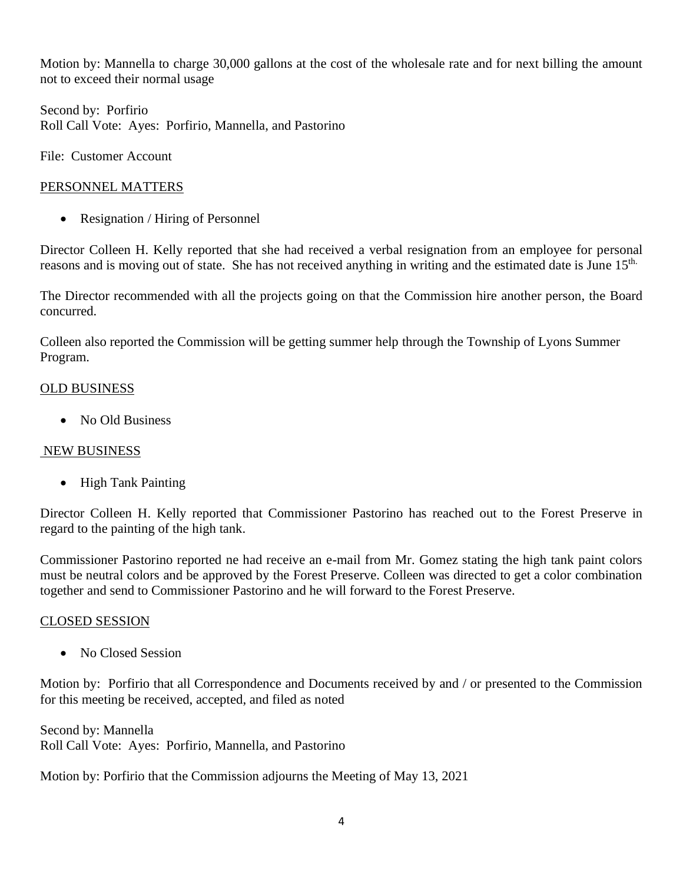Motion by: Mannella to charge 30,000 gallons at the cost of the wholesale rate and for next billing the amount not to exceed their normal usage

Second by: Porfirio
Roll Call Vote: Ayes: Porfirio, Mannella, and Pastorino

File: Customer Account

## PERSONNEL MATTERS

- Resignation / Hiring of Personnel

Director Colleen H. Kelly reported that she had received a verbal resignation from an employee for personal reasons and is moving out of state. She has not received anything in writing and the estimated date is June 15th.

The Director recommended with all the projects going on that the Commission hire another person, the Board concurred.

Colleen also reported the Commission will be getting summer help through the Township of Lyons Summer Program.

## OLD BUSINESS

- No Old Business

## NEW BUSINESS

- High Tank Painting

Director Colleen H. Kelly reported that Commissioner Pastorino has reached out to the Forest Preserve in regard to the painting of the high tank.

Commissioner Pastorino reported ne had receive an e-mail from Mr. Gomez stating the high tank paint colors must be neutral colors and be approved by the Forest Preserve. Colleen was directed to get a color combination together and send to Commissioner Pastorino and he will forward to the Forest Preserve.

## CLOSED SESSION

- No Closed Session

Motion by: Porfirio that all Correspondence and Documents received by and / or presented to the Commission for this meeting be received, accepted, and filed as noted

Second by: Mannella
Roll Call Vote: Ayes: Porfirio, Mannella, and Pastorino

Motion by: Porfirio that the Commission adjourns the Meeting of May 13, 2021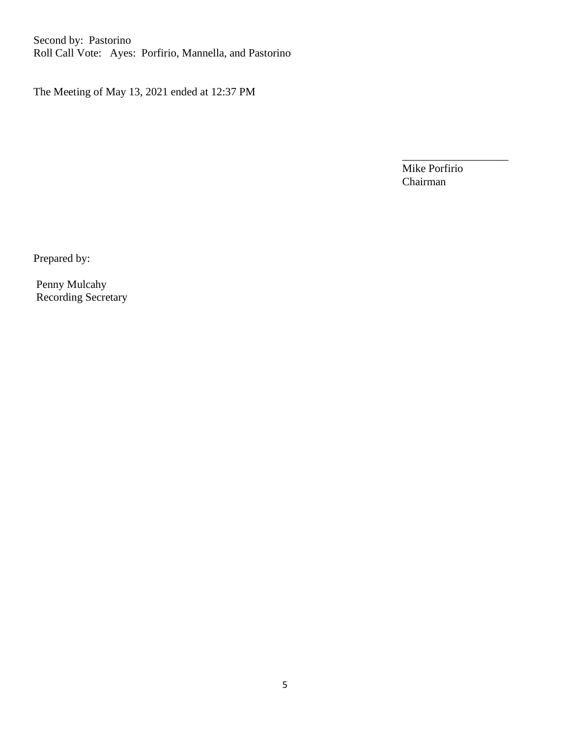Second by: Pastorino
Roll Call Vote: Ayes: Porfirio, Mannella, and Pastorino

The Meeting of May 13, 2021 ended at 12:37 PM

____________________
Mike Porfirio
Chairman

Prepared by:

Penny Mulcahy
Recording Secretary